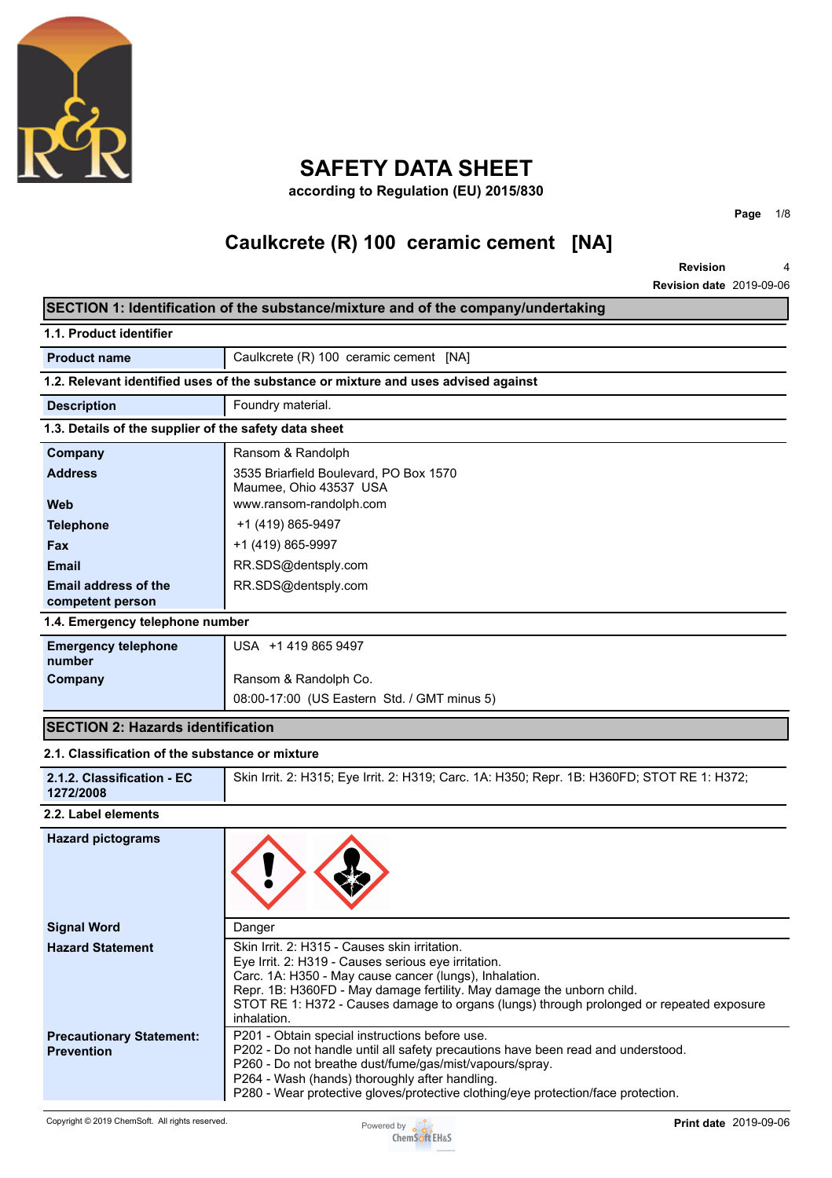# SAFETY DATA SHEET

**according to Regulation (EU) 2015/830**

## Caulkcrete (R) 100 ceramic cement [NA]

**Revision** 4
**Revision date** 2019-09-06

## SECTION 1: Identification of the substance/mixture and of the company/undertaking

### 1.1. Product identifier

| | |
|---|---|
| **Product name** | Caulkcrete (R) 100 ceramic cement [NA] |

### 1.2. Relevant identified uses of the substance or mixture and uses advised against

| | |
|---|---|
| **Description** | Foundry material. |

### 1.3. Details of the supplier of the safety data sheet

| | |
|---|---|
| **Company** | Ransom & Randolph |
| **Address** | 3535 Briarfield Boulevard, PO Box 1570<br>Maumee, Ohio 43537 USA |
| **Web** | www.ransom-randolph.com |
| **Telephone** | +1 (419) 865-9497 |
| **Fax** | +1 (419) 865-9997 |
| **Email** | RR.SDS@dentsply.com |
| **Email address of the competent person** | RR.SDS@dentsply.com |

### 1.4. Emergency telephone number

| | |
|---|---|
| **Emergency telephone number** | USA +1 419 865 9497 |
| **Company** | Ransom & Randolph Co. |
| | 08:00-17:00 (US Eastern Std. / GMT minus 5) |

## SECTION 2: Hazards identification

### 2.1. Classification of the substance or mixture

| | |
|---|---|
| **2.1.2. Classification - EC 1272/2008** | Skin Irrit. 2: H315; Eye Irrit. 2: H319; Carc. 1A: H350; Repr. 1B: H360FD; STOT RE 1: H372; |

### 2.2. Label elements

| | |
|---|---|
| **Hazard pictograms** | |
| **Signal Word** | Danger |
| **Hazard Statement** | Skin Irrit. 2: H315 - Causes skin irritation.<br>Eye Irrit. 2: H319 - Causes serious eye irritation.<br>Carc. 1A: H350 - May cause cancer (lungs), Inhalation.<br>Repr. 1B: H360FD - May damage fertility. May damage the unborn child.<br>STOT RE 1: H372 - Causes damage to organs (lungs) through prolonged or repeated exposure inhalation. |
| **Precautionary Statement: Prevention** | P201 - Obtain special instructions before use.<br>P202 - Do not handle until all safety precautions have been read and understood.<br>P260 - Do not breathe dust/fume/gas/mist/vapours/spray.<br>P264 - Wash (hands) thoroughly after handling.<br>P280 - Wear protective gloves/protective clothing/eye protection/face protection. |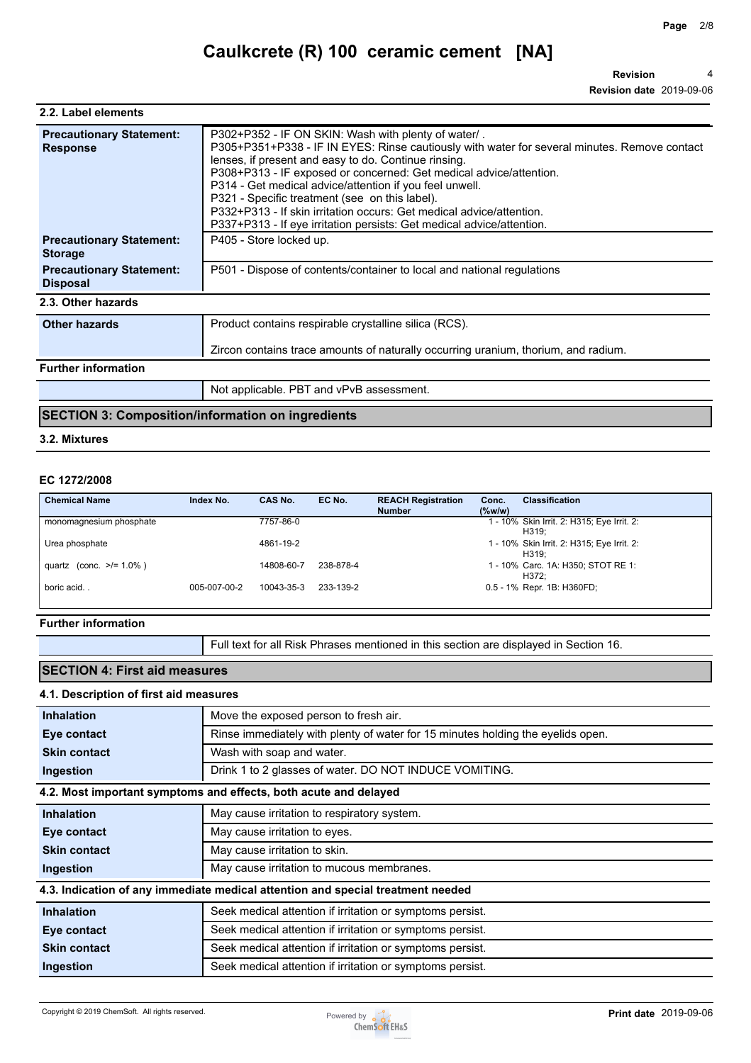### 2.2. Label elements

| | |
|---|---|
| **Precautionary Statement: Response** | P302+P352 - IF ON SKIN: Wash with plenty of water/ .<br>P305+P351+P338 - IF IN EYES: Rinse cautiously with water for several minutes. Remove contact lenses, if present and easy to do. Continue rinsing.<br>P308+P313 - IF exposed or concerned: Get medical advice/attention.<br>P314 - Get medical advice/attention if you feel unwell.<br>P321 - Specific treatment (see on this label).<br>P332+P313 - If skin irritation occurs: Get medical advice/attention.<br>P337+P313 - If eye irritation persists: Get medical advice/attention. |
| **Precautionary Statement: Storage** | P405 - Store locked up. |
| **Precautionary Statement: Disposal** | P501 - Dispose of contents/container to local and national regulations |

### 2.3. Other hazards

| | |
|---|---|
| **Other hazards** | Product contains respirable crystalline silica (RCS).<br><br>Zircon contains trace amounts of naturally occurring uranium, thorium, and radium. |

**Further information**

Not applicable. PBT and vPvB assessment.

## SECTION 3: Composition/information on ingredients

### 3.2. Mixtures

**EC 1272/2008**

| Chemical Name | Index No. | CAS No. | EC No. | REACH Registration Number | Conc. (%w/w) | Classification |
|---|---|---|---|---|---|---|
| monomagnesium phosphate | | 7757-86-0 | | | 1 - 10% | Skin Irrit. 2: H315; Eye Irrit. 2: H319; |
| Urea phosphate | | 4861-19-2 | | | 1 - 10% | Skin Irrit. 2: H315; Eye Irrit. 2: H319; |
| quartz (conc. >/= 1.0% ) | | 14808-60-7 | 238-878-4 | | 1 - 10% | Carc. 1A: H350; STOT RE 1: H372; |
| boric acid. . | 005-007-00-2 | 10043-35-3 | 233-139-2 | | 0.5 - 1% | Repr. 1B: H360FD; |

**Further information**

Full text for all Risk Phrases mentioned in this section are displayed in Section 16.

## SECTION 4: First aid measures

### 4.1. Description of first aid measures

| | |
|---|---|
| **Inhalation** | Move the exposed person to fresh air. |
| **Eye contact** | Rinse immediately with plenty of water for 15 minutes holding the eyelids open. |
| **Skin contact** | Wash with soap and water. |
| **Ingestion** | Drink 1 to 2 glasses of water. DO NOT INDUCE VOMITING. |

### 4.2. Most important symptoms and effects, both acute and delayed

| | |
|---|---|
| **Inhalation** | May cause irritation to respiratory system. |
| **Eye contact** | May cause irritation to eyes. |
| **Skin contact** | May cause irritation to skin. |
| **Ingestion** | May cause irritation to mucous membranes. |

### 4.3. Indication of any immediate medical attention and special treatment needed

| | |
|---|---|
| **Inhalation** | Seek medical attention if irritation or symptoms persist. |
| **Eye contact** | Seek medical attention if irritation or symptoms persist. |
| **Skin contact** | Seek medical attention if irritation or symptoms persist. |
| **Ingestion** | Seek medical attention if irritation or symptoms persist. |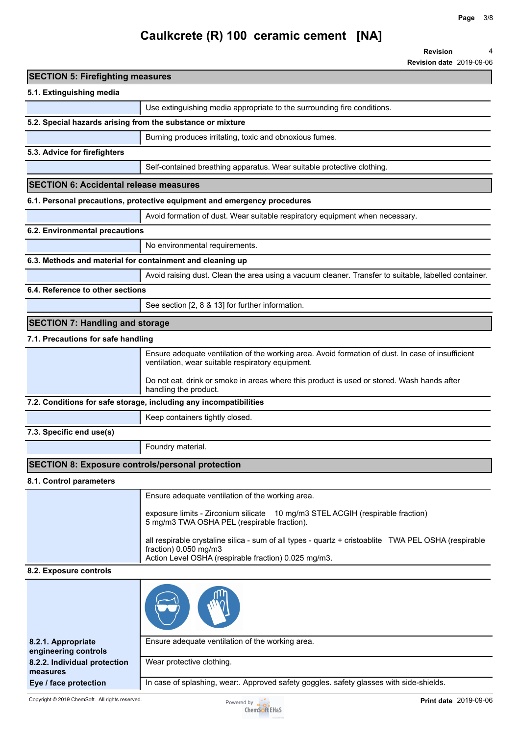# Caulkcrete (R) 100 ceramic cement [NA]

**Revision** 4
**Revision date** 2019-09-06

## SECTION 5: Firefighting measures

### 5.1. Extinguishing media

Use extinguishing media appropriate to the surrounding fire conditions.

### 5.2. Special hazards arising from the substance or mixture

Burning produces irritating, toxic and obnoxious fumes.

### 5.3. Advice for firefighters

Self-contained breathing apparatus. Wear suitable protective clothing.

## SECTION 6: Accidental release measures

### 6.1. Personal precautions, protective equipment and emergency procedures

Avoid formation of dust. Wear suitable respiratory equipment when necessary.

### 6.2. Environmental precautions

No environmental requirements.

### 6.3. Methods and material for containment and cleaning up

Avoid raising dust. Clean the area using a vacuum cleaner. Transfer to suitable, labelled container.

### 6.4. Reference to other sections

See section [2, 8 & 13] for further information.

## SECTION 7: Handling and storage

### 7.1. Precautions for safe handling

Ensure adequate ventilation of the working area. Avoid formation of dust. In case of insufficient ventilation, wear suitable respiratory equipment.

Do not eat, drink or smoke in areas where this product is used or stored. Wash hands after handling the product.

### 7.2. Conditions for safe storage, including any incompatibilities

Keep containers tightly closed.

### 7.3. Specific end use(s)

Foundry material.

## SECTION 8: Exposure controls/personal protection

### 8.1. Control parameters

Ensure adequate ventilation of the working area.

exposure limits - Zirconium silicate 10 mg/m3 STEL ACGIH (respirable fraction)
5 mg/m3 TWA OSHA PEL (respirable fraction).

all respirable crystaline silica - sum of all types - quartz + cristoablite TWA PEL OSHA (respirable fraction) 0.050 mg/m3
Action Level OSHA (respirable fraction) 0.025 mg/m3.

### 8.2. Exposure controls

**8.2.1. Appropriate engineering controls**: Ensure adequate ventilation of the working area.

**8.2.2. Individual protection measures**: Wear protective clothing.

**Eye / face protection**: In case of splashing, wear:. Approved safety goggles. safety glasses with side-shields.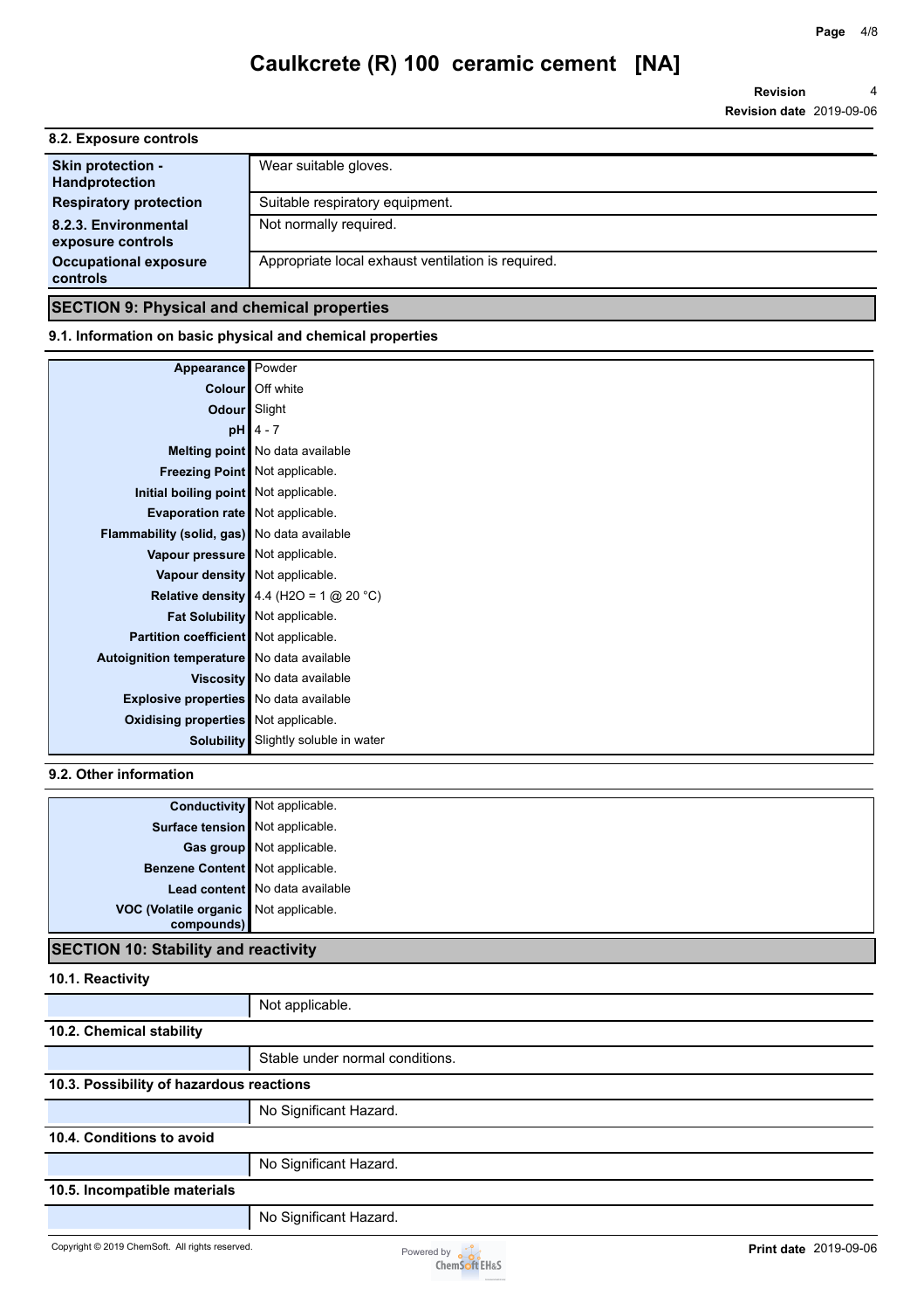### 8.2. Exposure controls

| | |
|---|---|
| **Skin protection - Handprotection** | Wear suitable gloves. |
| **Respiratory protection** | Suitable respiratory equipment. |
| **8.2.3. Environmental exposure controls** | Not normally required. |
| **Occupational exposure controls** | Appropriate local exhaust ventilation is required. |

## SECTION 9: Physical and chemical properties

### 9.1. Information on basic physical and chemical properties

| | |
|---|---|
| **Appearance** | Powder |
| **Colour** | Off white |
| **Odour** | Slight |
| **pH** | 4 - 7 |
| **Melting point** | No data available |
| **Freezing Point** | Not applicable. |
| **Initial boiling point** | Not applicable. |
| **Evaporation rate** | Not applicable. |
| **Flammability (solid, gas)** | No data available |
| **Vapour pressure** | Not applicable. |
| **Vapour density** | Not applicable. |
| **Relative density** | 4.4 ($H_2O$ = 1 @ 20 °C) |
| **Fat Solubility** | Not applicable. |
| **Partition coefficient** | Not applicable. |
| **Autoignition temperature** | No data available |
| **Viscosity** | No data available |
| **Explosive properties** | No data available |
| **Oxidising properties** | Not applicable. |
| **Solubility** | Slightly soluble in water |

### 9.2. Other information

| | |
|---|---|
| **Conductivity** | Not applicable. |
| **Surface tension** | Not applicable. |
| **Gas group** | Not applicable. |
| **Benzene Content** | Not applicable. |
| **Lead content** | No data available |
| **VOC (Volatile organic compounds)** | Not applicable. |

## SECTION 10: Stability and reactivity

### 10.1. Reactivity

Not applicable.

### 10.2. Chemical stability

Stable under normal conditions.

### 10.3. Possibility of hazardous reactions

No Significant Hazard.

### 10.4. Conditions to avoid

No Significant Hazard.

### 10.5. Incompatible materials

No Significant Hazard.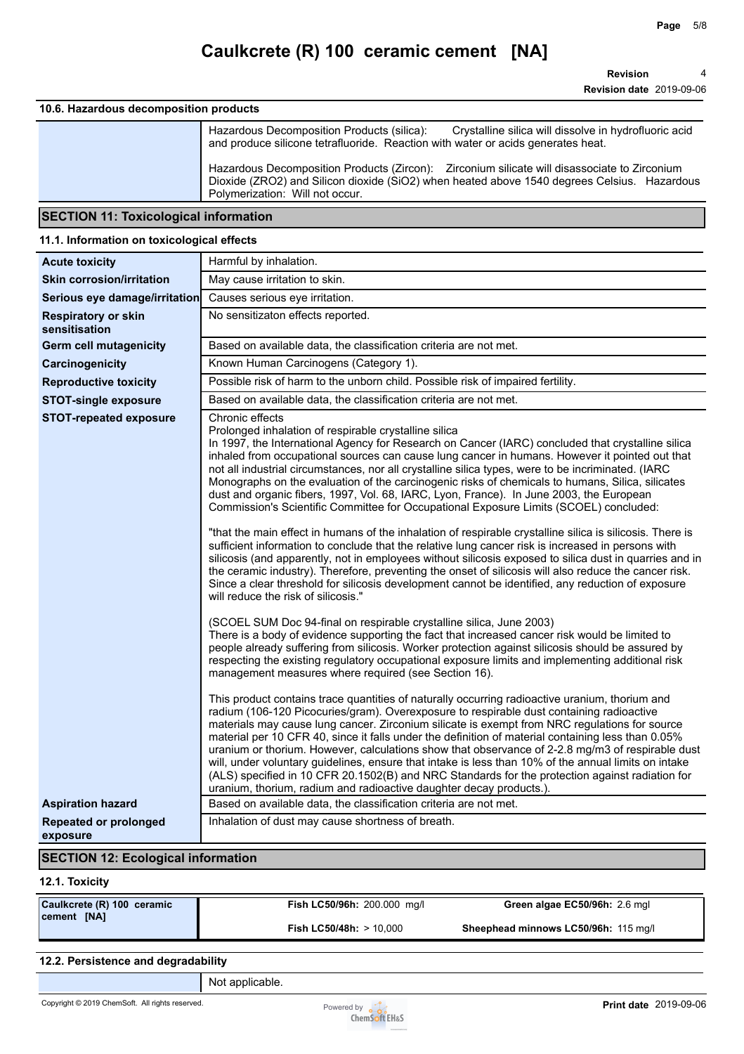### 10.6. Hazardous decomposition products

| | |
|---|---|
| | Hazardous Decomposition Products (silica): Crystalline silica will dissolve in hydrofluoric acid and produce silicone tetrafluoride. Reaction with water or acids generates heat.<br><br>Hazardous Decomposition Products (Zircon): Zirconium silicate will disassociate to Zirconium Dioxide (ZRO2) and Silicon dioxide (SiO2) when heated above 1540 degrees Celsius. Hazardous Polymerization: Will not occur. |

## SECTION 11: Toxicological information

### 11.1. Information on toxicological effects

| | |
|---|---|
| **Acute toxicity** | Harmful by inhalation. |
| **Skin corrosion/irritation** | May cause irritation to skin. |
| **Serious eye damage/irritation** | Causes serious eye irritation. |
| **Respiratory or skin sensitisation** | No sensitizaton effects reported. |
| **Germ cell mutagenicity** | Based on available data, the classification criteria are not met. |
| **Carcinogenicity** | Known Human Carcinogens (Category 1). |
| **Reproductive toxicity** | Possible risk of harm to the unborn child. Possible risk of impaired fertility. |
| **STOT-single exposure** | Based on available data, the classification criteria are not met. |
| **STOT-repeated exposure** | Chronic effects<br>Prolonged inhalation of respirable crystalline silica<br>In 1997, the International Agency for Research on Cancer (IARC) concluded that crystalline silica inhaled from occupational sources can cause lung cancer in humans. However it pointed out that not all industrial circumstances, nor all crystalline silica types, were to be incriminated. (IARC Monographs on the evaluation of the carcinogenic risks of chemicals to humans, Silica, silicates dust and organic fibers, 1997, Vol. 68, IARC, Lyon, France). In June 2003, the European Commission's Scientific Committee for Occupational Exposure Limits (SCOEL) concluded:<br><br>"that the main effect in humans of the inhalation of respirable crystalline silica is silicosis. There is sufficient information to conclude that the relative lung cancer risk is increased in persons with silicosis (and apparently, not in employees without silicosis exposed to silica dust in quarries and in the ceramic industry). Therefore, preventing the onset of silicosis will also reduce the cancer risk. Since a clear threshold for silicosis development cannot be identified, any reduction of exposure will reduce the risk of silicosis."<br><br>(SCOEL SUM Doc 94-final on respirable crystalline silica, June 2003)<br>There is a body of evidence supporting the fact that increased cancer risk would be limited to people already suffering from silicosis. Worker protection against silicosis should be assured by respecting the existing regulatory occupational exposure limits and implementing additional risk management measures where required (see Section 16).<br><br>This product contains trace quantities of naturally occurring radioactive uranium, thorium and radium (106-120 Picocuries/gram). Overexposure to respirable dust containing radioactive materials may cause lung cancer. Zirconium silicate is exempt from NRC regulations for source material per 10 CFR 40, since it falls under the definition of material containing less than 0.05% uranium or thorium. However, calculations show that observance of 2-2.8 mg/m3 of respirable dust will, under voluntary guidelines, ensure that intake is less than 10% of the annual limits on intake (ALS) specified in 10 CFR 20.1502(B) and NRC Standards for the protection against radiation for uranium, thorium, radium and radioactive daughter decay products.). |
| **Aspiration hazard** | Based on available data, the classification criteria are not met. |
| **Repeated or prolonged exposure** | Inhalation of dust may cause shortness of breath. |

## SECTION 12: Ecological information

### 12.1. Toxicity

| | | |
|---|---|---|
| **Caulkcrete (R) 100 ceramic cement [NA]** | **Fish LC50/96h:** 200.000 mg/l | **Green algae EC50/96h:** 2.6 mgl |
| | **Fish LC50/48h:** > 10,000 | **Sheephead minnows LC50/96h:** 115 mg/l |

### 12.2. Persistence and degradability

| | |
|---|---|
| | Not applicable. |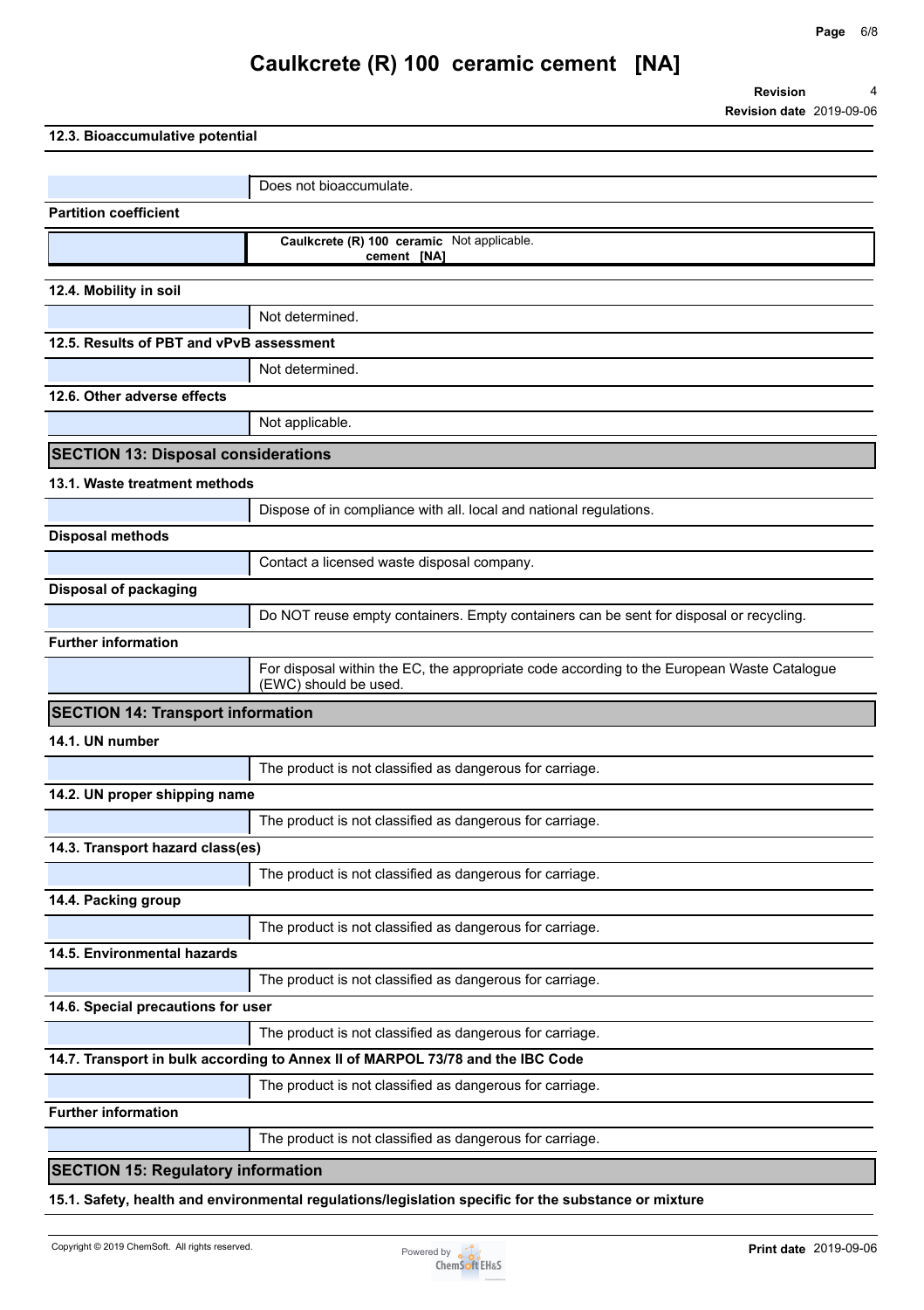### 12.3. Bioaccumulative potential

| | |
|---|---|
| | Does not bioaccumulate. |

**Partition coefficient**

| | | |
|---|---|---|
| | **Caulkcrete (R) 100 ceramic cement [NA]** | Not applicable. |

### 12.4. Mobility in soil

| | |
|---|---|
| | Not determined. |

### 12.5. Results of PBT and vPvB assessment

| | |
|---|---|
| | Not determined. |

### 12.6. Other adverse effects

| | |
|---|---|
| | Not applicable. |

## SECTION 13: Disposal considerations

### 13.1. Waste treatment methods

| | |
|---|---|
| | Dispose of in compliance with all. local and national regulations. |

**Disposal methods**

| | |
|---|---|
| | Contact a licensed waste disposal company. |

**Disposal of packaging**

| | |
|---|---|
| | Do NOT reuse empty containers. Empty containers can be sent for disposal or recycling. |

**Further information**

| | |
|---|---|
| | For disposal within the EC, the appropriate code according to the European Waste Catalogue (EWC) should be used. |

## SECTION 14: Transport information

### 14.1. UN number

| | |
|---|---|
| | The product is not classified as dangerous for carriage. |

### 14.2. UN proper shipping name

| | |
|---|---|
| | The product is not classified as dangerous for carriage. |

### 14.3. Transport hazard class(es)

| | |
|---|---|
| | The product is not classified as dangerous for carriage. |

### 14.4. Packing group

| | |
|---|---|
| | The product is not classified as dangerous for carriage. |

### 14.5. Environmental hazards

| | |
|---|---|
| | The product is not classified as dangerous for carriage. |

### 14.6. Special precautions for user

| | |
|---|---|
| | The product is not classified as dangerous for carriage. |

### 14.7. Transport in bulk according to Annex II of MARPOL 73/78 and the IBC Code

| | |
|---|---|
| | The product is not classified as dangerous for carriage. |

**Further information**

| | |
|---|---|
| | The product is not classified as dangerous for carriage. |

## SECTION 15: Regulatory information

### 15.1. Safety, health and environmental regulations/legislation specific for the substance or mixture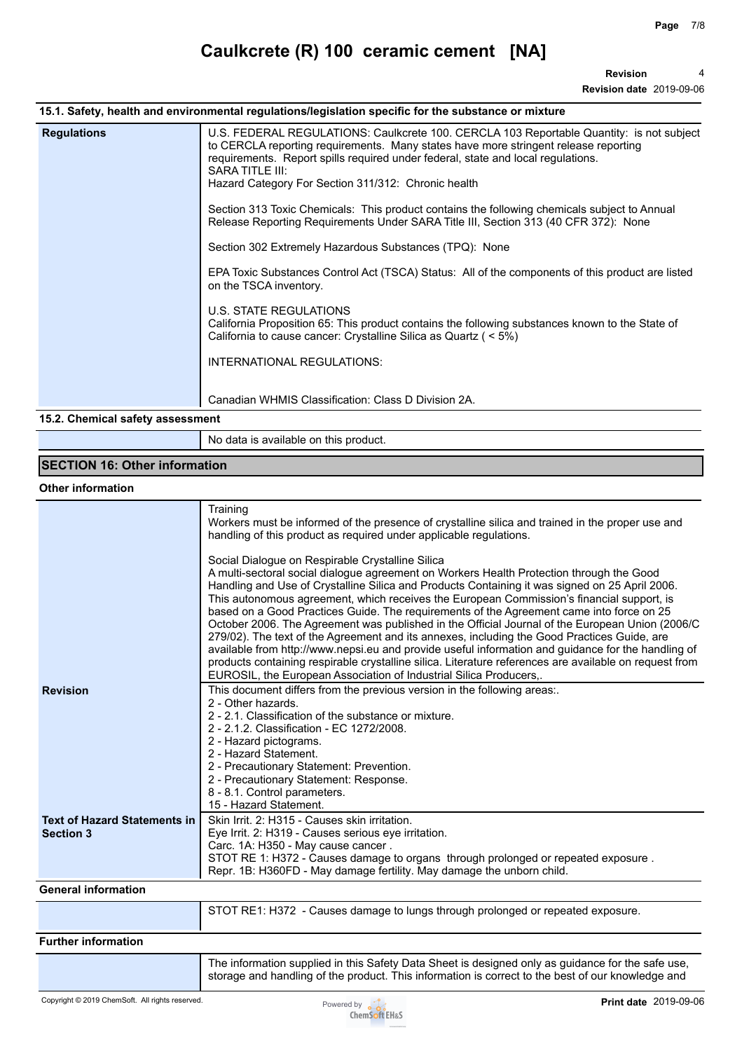### 15.1. Safety, health and environmental regulations/legislation specific for the substance or mixture

| | |
|---|---|
| **Regulations** | U.S. FEDERAL REGULATIONS: Caulkcrete 100. CERCLA 103 Reportable Quantity: is not subject to CERCLA reporting requirements. Many states have more stringent release reporting requirements. Report spills required under federal, state and local regulations.<br>SARA TITLE III:<br>Hazard Category For Section 311/312: Chronic health<br><br>Section 313 Toxic Chemicals: This product contains the following chemicals subject to Annual Release Reporting Requirements Under SARA Title III, Section 313 (40 CFR 372): None<br><br>Section 302 Extremely Hazardous Substances (TPQ): None<br><br>EPA Toxic Substances Control Act (TSCA) Status: All of the components of this product are listed on the TSCA inventory.<br><br>U.S. STATE REGULATIONS<br>California Proposition 65: This product contains the following substances known to the State of California to cause cancer: Crystalline Silica as Quartz ( < 5%)<br><br>INTERNATIONAL REGULATIONS:<br><br><br>Canadian WHMIS Classification: Class D Division 2A. |

### 15.2. Chemical safety assessment

| | |
|---|---|
| | No data is available on this product. |

## SECTION 16: Other information

### Other information

| | |
|---|---|
| | Training<br>Workers must be informed of the presence of crystalline silica and trained in the proper use and handling of this product as required under applicable regulations.<br><br>Social Dialogue on Respirable Crystalline Silica<br>A multi-sectoral social dialogue agreement on Workers Health Protection through the Good Handling and Use of Crystalline Silica and Products Containing it was signed on 25 April 2006. This autonomous agreement, which receives the European Commission's financial support, is based on a Good Practices Guide. The requirements of the Agreement came into force on 25 October 2006. The Agreement was published in the Official Journal of the European Union (2006/C 279/02). The text of the Agreement and its annexes, including the Good Practices Guide, are available from http://www.nepsi.eu and provide useful information and guidance for the handling of products containing respirable crystalline silica. Literature references are available on request from EUROSIL, the European Association of Industrial Silica Producers,. |
| **Revision** | This document differs from the previous version in the following areas:.<br>2 - Other hazards.<br>2 - 2.1. Classification of the substance or mixture.<br>2 - 2.1.2. Classification - EC 1272/2008.<br>2 - Hazard pictograms.<br>2 - Hazard Statement.<br>2 - Precautionary Statement: Prevention.<br>2 - Precautionary Statement: Response.<br>8 - 8.1. Control parameters.<br>15 - Hazard Statement. |
| **Text of Hazard Statements in Section 3** | Skin Irrit. 2: H315 - Causes skin irritation.<br>Eye Irrit. 2: H319 - Causes serious eye irritation.<br>Carc. 1A: H350 - May cause cancer .<br>STOT RE 1: H372 - Causes damage to organs through prolonged or repeated exposure .<br>Repr. 1B: H360FD - May damage fertility. May damage the unborn child. |

### General information

| | |
|---|---|
| | STOT RE1: H372 - Causes damage to lungs through prolonged or repeated exposure. |

### Further information

| | |
|---|---|
| | The information supplied in this Safety Data Sheet is designed only as guidance for the safe use, storage and handling of the product. This information is correct to the best of our knowledge and |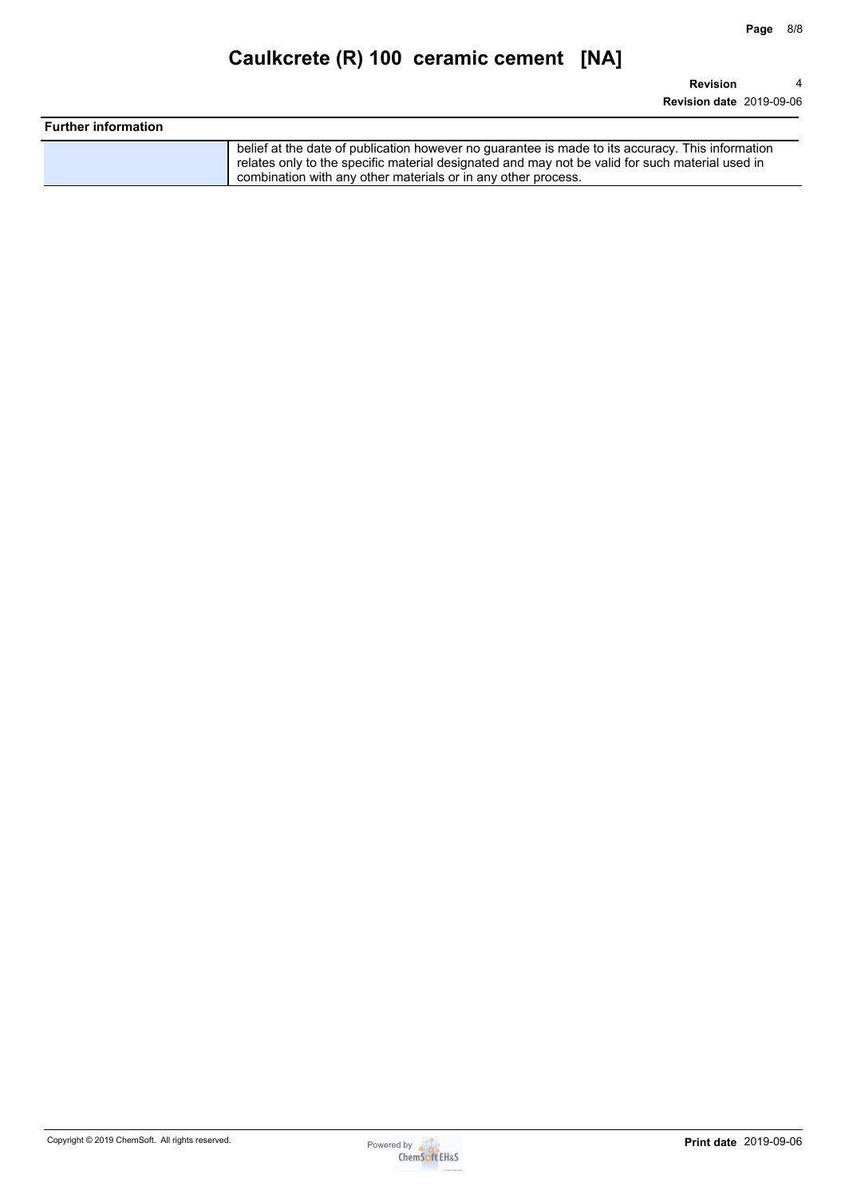## Further information

| | |
|---|---|
| | belief at the date of publication however no guarantee is made to its accuracy. This information relates only to the specific material designated and may not be valid for such material used in combination with any other materials or in any other process. |